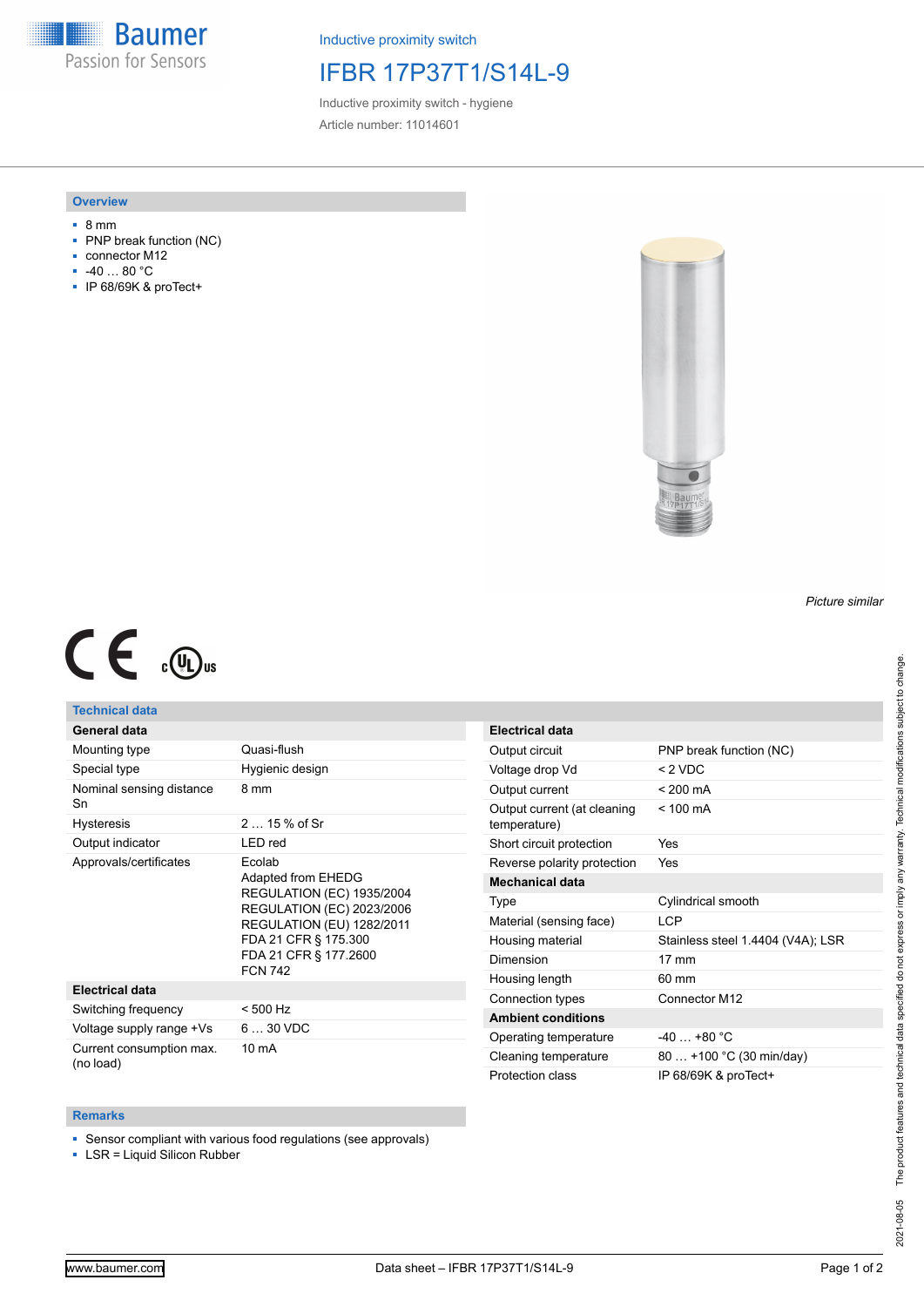Baumer
Passion for Sensors

Inductive proximity switch

# IFBR 17P37T1/S14L-9

Inductive proximity switch - hygiene

Article number: 11014601

## Overview

- 8 mm
- PNP break function (NC)
- connector M12
- -40 … 80 °C
- IP 68/69K & proTect+

*Picture similar*

## Technical data

| General data | |
|---|---|
| Mounting type | Quasi-flush |
| Special type | Hygienic design |
| Nominal sensing distance Sn | 8 mm |
| Hysteresis | 2 … 15 % of Sr |
| Output indicator | LED red |
| Approvals/certificates | Ecolab<br>Adapted from EHEDG<br>REGULATION (EC) 1935/2004<br>REGULATION (EC) 2023/2006<br>REGULATION (EU) 1282/2011<br>FDA 21 CFR § 175.300<br>FDA 21 CFR § 177.2600<br>FCN 742 |

| Electrical data | |
|---|---|
| Switching frequency | < 500 Hz |
| Voltage supply range +Vs | 6 … 30 VDC |
| Current consumption max. (no load) | 10 mA |
| Output circuit | PNP break function (NC) |
| Voltage drop Vd | < 2 VDC |
| Output current | < 200 mA |
| Output current (at cleaning temperature) | < 100 mA |
| Short circuit protection | Yes |
| Reverse polarity protection | Yes |

| Mechanical data | |
|---|---|
| Type | Cylindrical smooth |
| Material (sensing face) | LCP |
| Housing material | Stainless steel 1.4404 (V4A); LSR |
| Dimension | 17 mm |
| Housing length | 60 mm |
| Connection types | Connector M12 |

| Ambient conditions | |
|---|---|
| Operating temperature | -40 … +80 °C |
| Cleaning temperature | 80 … +100 °C (30 min/day) |
| Protection class | IP 68/69K & proTect+ |

## Remarks

- Sensor compliant with various food regulations (see approvals)
- LSR = Liquid Silicon Rubber

2021-08-05 The product features and technical data specified do not express or imply any warranty. Technical modifications subject to change.

www.baumer.com — Data sheet – IFBR 17P37T1/S14L-9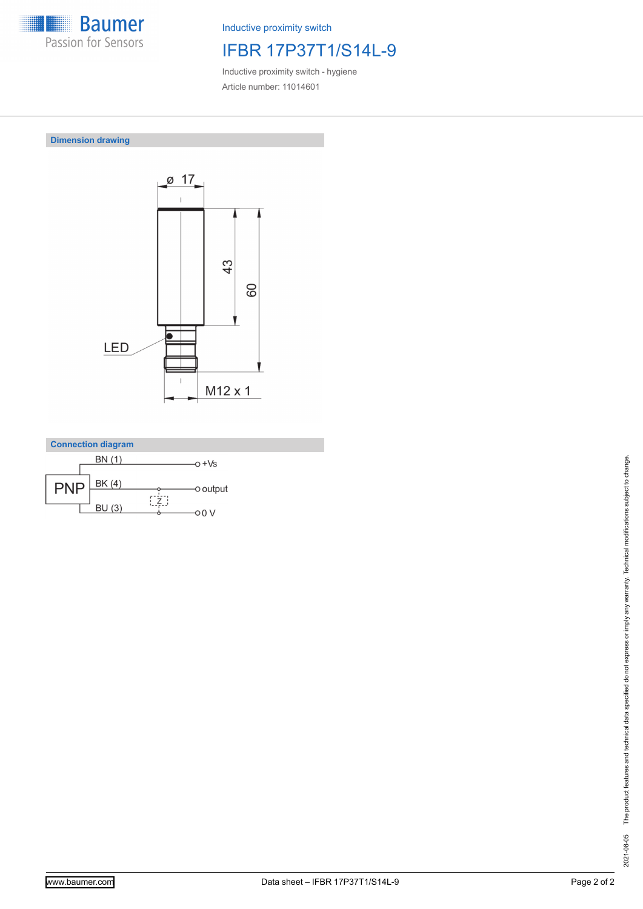Inductive proximity switch

# IFBR 17P37T1/S14L-9

Inductive proximity switch - hygiene

Article number: 11014601

## Dimension drawing

ø 17

43

60

LED

M12 x 1

## Connection diagram

PNP

BN (1)

+Vs

BK (4)

output

Z

BU (3)

0 V

2021-08-05 The product features and technical data specified do not express or imply any warranty. Technical modifications subject to change.